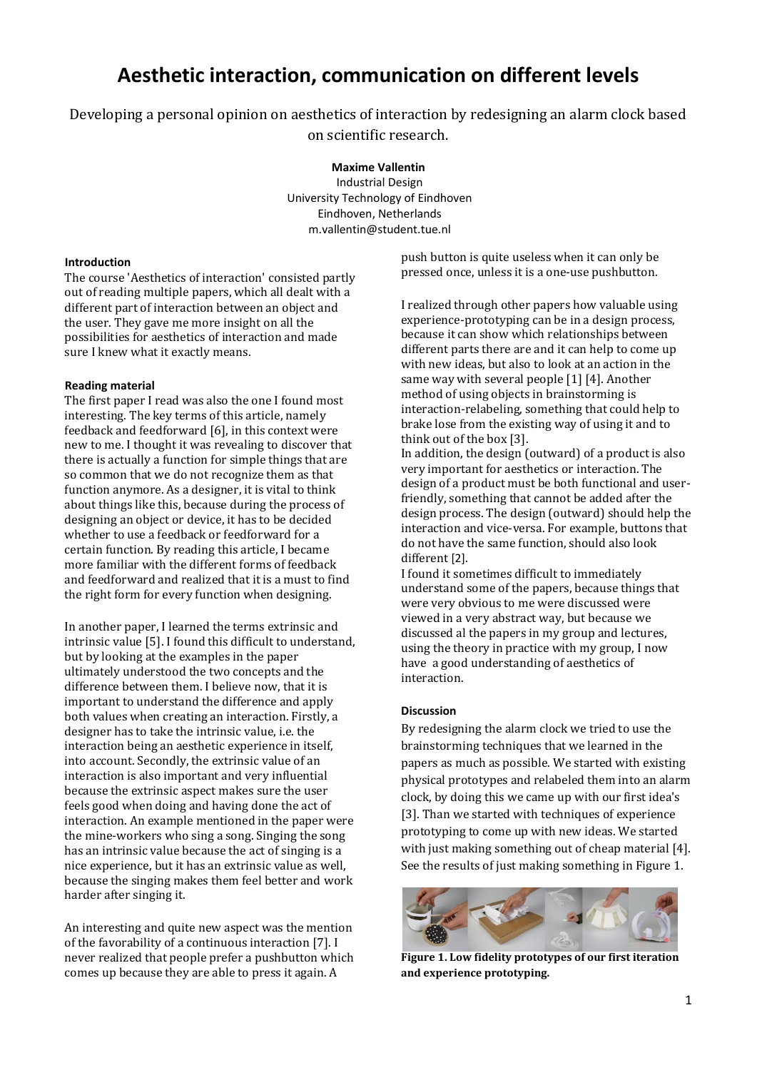# Aesthetic interaction, communication on different levels

Developing a personal opinion on aesthetics of interaction by redesigning an alarm clock based on scientific research.

**Maxime Vallentin**
Industrial Design
University Technology of Eindhoven
Eindhoven, Netherlands
m.vallentin@student.tue.nl

### Introduction

The course 'Aesthetics of interaction' consisted partly out of reading multiple papers, which all dealt with a different part of interaction between an object and the user. They gave me more insight on all the possibilities for aesthetics of interaction and made sure I knew what it exactly means.

### Reading material

The first paper I read was also the one I found most interesting. The key terms of this article, namely feedback and feedforward [6], in this context were new to me. I thought it was revealing to discover that there is actually a function for simple things that are so common that we do not recognize them as that function anymore. As a designer, it is vital to think about things like this, because during the process of designing an object or device, it has to be decided whether to use a feedback or feedforward for a certain function. By reading this article, I became more familiar with the different forms of feedback and feedforward and realized that it is a must to find the right form for every function when designing.

In another paper, I learned the terms extrinsic and intrinsic value [5]. I found this difficult to understand, but by looking at the examples in the paper ultimately understood the two concepts and the difference between them. I believe now, that it is important to understand the difference and apply both values when creating an interaction. Firstly, a designer has to take the intrinsic value, i.e. the interaction being an aesthetic experience in itself, into account. Secondly, the extrinsic value of an interaction is also important and very influential because the extrinsic aspect makes sure the user feels good when doing and having done the act of interaction. An example mentioned in the paper were the mine-workers who sing a song. Singing the song has an intrinsic value because the act of singing is a nice experience, but it has an extrinsic value as well, because the singing makes them feel better and work harder after singing it.

An interesting and quite new aspect was the mention of the favorability of a continuous interaction [7]. I never realized that people prefer a pushbutton which comes up because they are able to press it again. A push button is quite useless when it can only be pressed once, unless it is a one-use pushbutton.

I realized through other papers how valuable using experience-prototyping can be in a design process, because it can show which relationships between different parts there are and it can help to come up with new ideas, but also to look at an action in the same way with several people [1] [4]. Another method of using objects in brainstorming is interaction-relabeling, something that could help to brake lose from the existing way of using it and to think out of the box [3].
In addition, the design (outward) of a product is also very important for aesthetics or interaction. The design of a product must be both functional and user-friendly, something that cannot be added after the design process. The design (outward) should help the interaction and vice-versa. For example, buttons that do not have the same function, should also look different [2].
I found it sometimes difficult to immediately understand some of the papers, because things that were very obvious to me were discussed were viewed in a very abstract way, but because we discussed al the papers in my group and lectures, using the theory in practice with my group, I now have a good understanding of aesthetics of interaction.

### Discussion

By redesigning the alarm clock we tried to use the brainstorming techniques that we learned in the papers as much as possible. We started with existing physical prototypes and relabeled them into an alarm clock, by doing this we came up with our first idea's [3]. Than we started with techniques of experience prototyping to come up with new ideas. We started with just making something out of cheap material [4]. See the results of just making something in Figure 1.

**Figure 1. Low fidelity prototypes of our first iteration and experience prototyping.**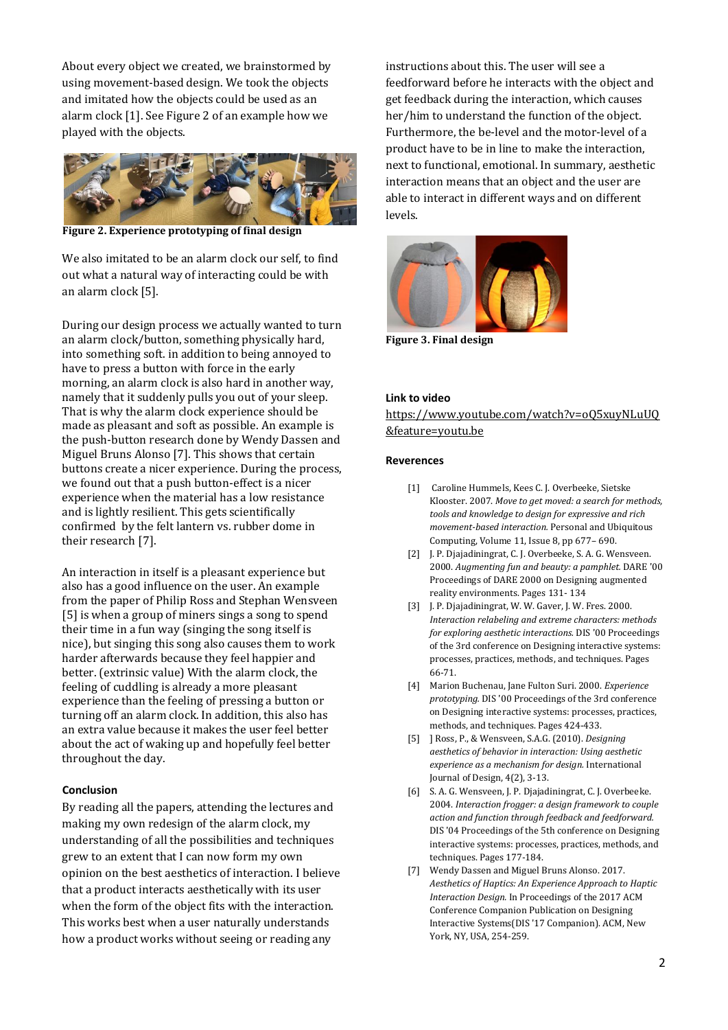About every object we created, we brainstormed by using movement-based design. We took the objects and imitated how the objects could be used as an alarm clock [1]. See Figure 2 of an example how we played with the objects.

**Figure 2. Experience prototyping of final design**

We also imitated to be an alarm clock our self, to find out what a natural way of interacting could be with an alarm clock [5].

During our design process we actually wanted to turn an alarm clock/button, something physically hard, into something soft. in addition to being annoyed to have to press a button with force in the early morning, an alarm clock is also hard in another way, namely that it suddenly pulls you out of your sleep. That is why the alarm clock experience should be made as pleasant and soft as possible. An example is the push-button research done by Wendy Dassen and Miguel Bruns Alonso [7]. This shows that certain buttons create a nicer experience. During the process, we found out that a push button-effect is a nicer experience when the material has a low resistance and is lightly resilient. This gets scientifically confirmed by the felt lantern vs. rubber dome in their research [7].

An interaction in itself is a pleasant experience but also has a good influence on the user. An example from the paper of Philip Ross and Stephan Wensveen [5] is when a group of miners sings a song to spend their time in a fun way (singing the song itself is nice), but singing this song also causes them to work harder afterwards because they feel happier and better. (extrinsic value) With the alarm clock, the feeling of cuddling is already a more pleasant experience than the feeling of pressing a button or turning off an alarm clock. In addition, this also has an extra value because it makes the user feel better about the act of waking up and hopefully feel better throughout the day.

## Conclusion

By reading all the papers, attending the lectures and making my own redesign of the alarm clock, my understanding of all the possibilities and techniques grew to an extent that I can now form my own opinion on the best aesthetics of interaction. I believe that a product interacts aesthetically with its user when the form of the object fits with the interaction. This works best when a user naturally understands how a product works without seeing or reading any instructions about this. The user will see a feedforward before he interacts with the object and get feedback during the interaction, which causes her/him to understand the function of the object. Furthermore, the be-level and the motor-level of a product have to be in line to make the interaction, next to functional, emotional. In summary, aesthetic interaction means that an object and the user are able to interact in different ways and on different levels.

**Figure 3. Final design**

## Link to video

https://www.youtube.com/watch?v=oQ5xuyNLuUQ&feature=youtu.be

## Reverences

[1] Caroline Hummels, Kees C. J. Overbeeke, Sietske Klooster. 2007. *Move to get moved: a search for methods, tools and knowledge to design for expressive and rich movement-based interaction.* Personal and Ubiquitous Computing, Volume 11, Issue 8, pp 677– 690.

[2] J. P. Djajadiningrat, C. J. Overbeeke, S. A. G. Wensveen. 2000. *Augmenting fun and beauty: a pamphlet.* DARE '00 Proceedings of DARE 2000 on Designing augmented reality environments. Pages 131- 134

[3] J. P. Djajadiningrat, W. W. Gaver, J. W. Fres. 2000. *Interaction relabeling and extreme characters: methods for exploring aesthetic interactions.* DIS '00 Proceedings of the 3rd conference on Designing interactive systems: processes, practices, methods, and techniques. Pages 66-71.

[4] Marion Buchenau, Jane Fulton Suri. 2000. *Experience prototyping.* DIS '00 Proceedings of the 3rd conference on Designing interactive systems: processes, practices, methods, and techniques. Pages 424-433.

[5] ] Ross, P., & Wensveen, S.A.G. (2010). *Designing aesthetics of behavior in interaction: Using aesthetic experience as a mechanism for design.* International Journal of Design, 4(2), 3-13.

[6] S. A. G. Wensveen, J. P. Djajadiningrat, C. J. Overbeeke. 2004. *Interaction frogger: a design framework to couple action and function through feedback and feedforward.* DIS '04 Proceedings of the 5th conference on Designing interactive systems: processes, practices, methods, and techniques. Pages 177-184.

[7] Wendy Dassen and Miguel Bruns Alonso. 2017. *Aesthetics of Haptics: An Experience Approach to Haptic Interaction Design.* In Proceedings of the 2017 ACM Conference Companion Publication on Designing Interactive Systems(DIS '17 Companion). ACM, New York, NY, USA, 254-259.